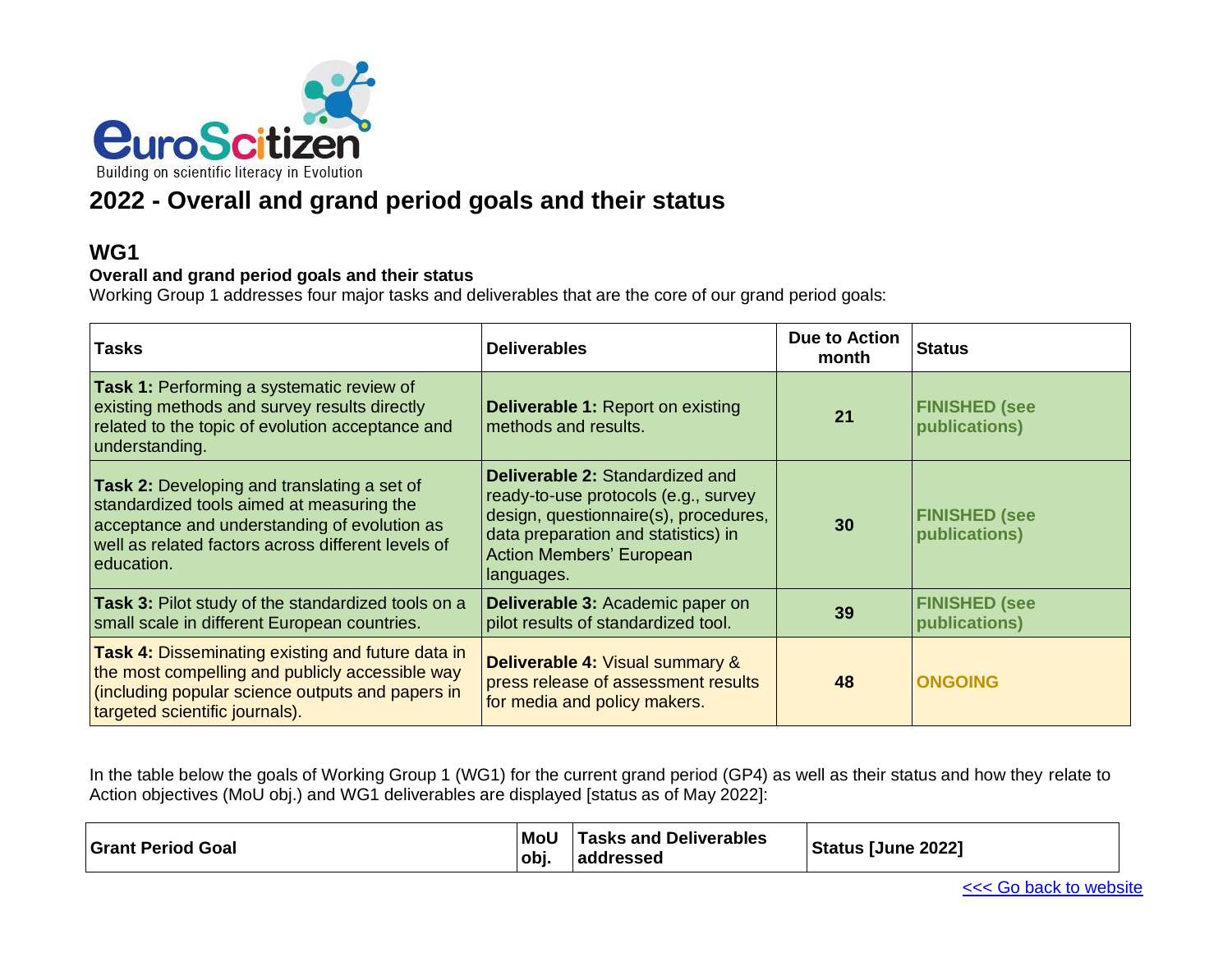EuroScitizen

Building on scientific literacy in Evolution

# 2022 - Overall and grand period goals and their status

## WG1

### Overall and grand period goals and their status

Working Group 1 addresses four major tasks and deliverables that are the core of our grand period goals:

| Tasks | Deliverables | Due to Action month | Status |
|---|---|---|---|
| **Task 1:** Performing a systematic review of existing methods and survey results directly related to the topic of evolution acceptance and understanding. | **Deliverable 1:** Report on existing methods and results. | **21** | **FINISHED (see publications)** |
| **Task 2:** Developing and translating a set of standardized tools aimed at measuring the acceptance and understanding of evolution as well as related factors across different levels of education. | **Deliverable 2:** Standardized and ready-to-use protocols (e.g., survey design, questionnaire(s), procedures, data preparation and statistics) in Action Members' European languages. | **30** | **FINISHED (see publications)** |
| **Task 3:** Pilot study of the standardized tools on a small scale in different European countries. | **Deliverable 3:** Academic paper on pilot results of standardized tool. | **39** | **FINISHED (see publications)** |
| **Task 4:** Disseminating existing and future data in the most compelling and publicly accessible way (including popular science outputs and papers in targeted scientific journals). | **Deliverable 4:** Visual summary & press release of assessment results for media and policy makers. | **48** | **ONGOING** |

In the table below the goals of Working Group 1 (WG1) for the current grand period (GP4) as well as their status and how they relate to Action objectives (MoU obj.) and WG1 deliverables are displayed [status as of May 2022]:

| Grant Period Goal | MoU obj. | Tasks and Deliverables addressed | Status [June 2022] |
|---|---|---|---|

<<< Go back to website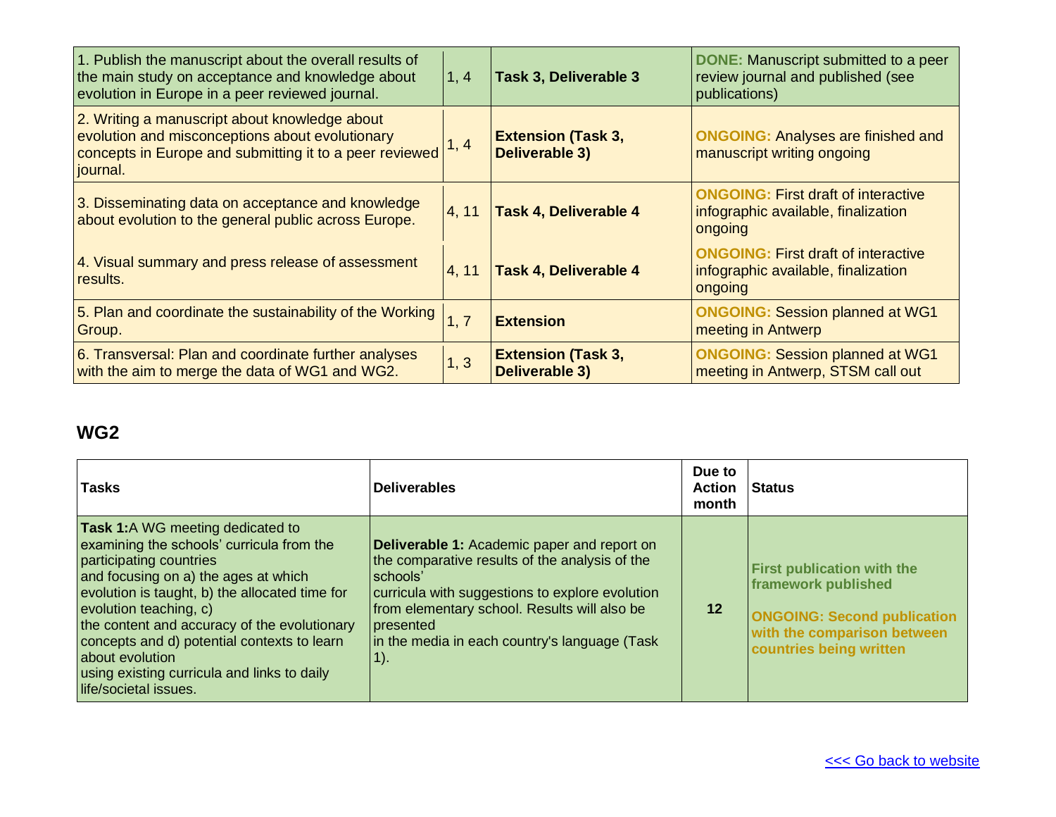| | | | |
|---|---|---|---|
| 1. Publish the manuscript about the overall results of the main study on acceptance and knowledge about evolution in Europe in a peer reviewed journal. | 1, 4 | **Task 3, Deliverable 3** | **DONE:** Manuscript submitted to a peer review journal and published (see publications) |
| 2. Writing a manuscript about knowledge about evolution and misconceptions about evolutionary concepts in Europe and submitting it to a peer reviewed journal. | 1, 4 | **Extension (Task 3, Deliverable 3)** | **ONGOING:** Analyses are finished and manuscript writing ongoing |
| 3. Disseminating data on acceptance and knowledge about evolution to the general public across Europe. | 4, 11 | **Task 4, Deliverable 4** | **ONGOING:** First draft of interactive infographic available, finalization ongoing |
| 4. Visual summary and press release of assessment results. | 4, 11 | **Task 4, Deliverable 4** | **ONGOING:** First draft of interactive infographic available, finalization ongoing |
| 5. Plan and coordinate the sustainability of the Working Group. | 1, 7 | **Extension** | **ONGOING:** Session planned at WG1 meeting in Antwerp |
| 6. Transversal: Plan and coordinate further analyses with the aim to merge the data of WG1 and WG2. | 1, 3 | **Extension (Task 3, Deliverable 3)** | **ONGOING:** Session planned at WG1 meeting in Antwerp, STSM call out |

## WG2

| Tasks | Deliverables | Due to Action month | Status |
|---|---|---|---|
| **Task 1:** A WG meeting dedicated to examining the schools' curricula from the participating countries and focusing on a) the ages at which evolution is taught, b) the allocated time for evolution teaching, c) the content and accuracy of the evolutionary concepts and d) potential contexts to learn about evolution using existing curricula and links to daily life/societal issues. | **Deliverable 1:** Academic paper and report on the comparative results of the analysis of the schools' curricula with suggestions to explore evolution from elementary school. Results will also be presented in the media in each country's language (Task 1). | **12** | **First publication with the framework published**<br><br>**ONGOING: Second publication with the comparison between countries being written** |

<<< Go back to website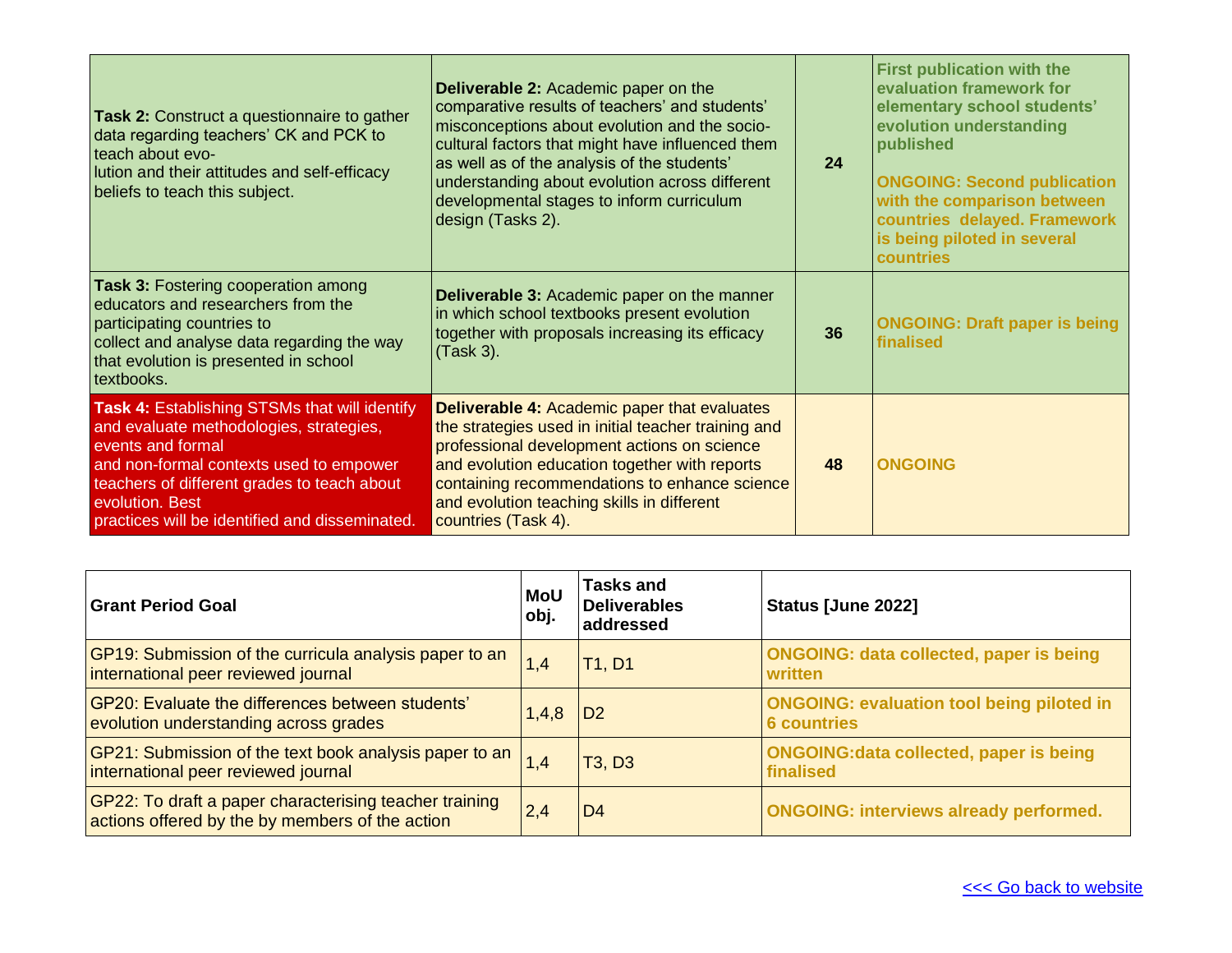| | | | |
|---|---|---|---|
| **Task 2:** Construct a questionnaire to gather data regarding teachers' CK and PCK to teach about evo-lution and their attitudes and self-efficacy beliefs to teach this subject. | **Deliverable 2:** Academic paper on the comparative results of teachers' and students' misconceptions about evolution and the socio-cultural factors that might have influenced them as well as of the analysis of the students' understanding about evolution across different developmental stages to inform curriculum design (Tasks 2). | **24** | **First publication with the evaluation framework for elementary school students' evolution understanding published** **ONGOING: Second publication with the comparison between countries delayed. Framework is being piloted in several countries** |
| **Task 3:** Fostering cooperation among educators and researchers from the participating countries to collect and analyse data regarding the way that evolution is presented in school textbooks. | **Deliverable 3:** Academic paper on the manner in which school textbooks present evolution together with proposals increasing its efficacy (Task 3). | **36** | **ONGOING: Draft paper is being finalised** |
| **Task 4:** Establishing STSMs that will identify and evaluate methodologies, strategies, events and formal and non-formal contexts used to empower teachers of different grades to teach about evolution. Best practices will be identified and disseminated. | **Deliverable 4:** Academic paper that evaluates the strategies used in initial teacher training and professional development actions on science and evolution education together with reports containing recommendations to enhance science and evolution teaching skills in different countries (Task 4). | **48** | **ONGOING** |

| **Grant Period Goal** | **MoU obj.** | **Tasks and Deliverables addressed** | **Status [June 2022]** |
|---|---|---|---|
| GP19: Submission of the curricula analysis paper to an international peer reviewed journal | 1,4 | T1, D1 | **ONGOING: data collected, paper is being written** |
| GP20: Evaluate the differences between students' evolution understanding across grades | 1,4,8 | D2 | **ONGOING: evaluation tool being piloted in 6 countries** |
| GP21: Submission of the text book analysis paper to an international peer reviewed journal | 1,4 | T3, D3 | **ONGOING:data collected, paper is being finalised** |
| GP22: To draft a paper characterising teacher training actions offered by the by members of the action | 2,4 | D4 | **ONGOING: interviews already performed.** |

<<< Go back to website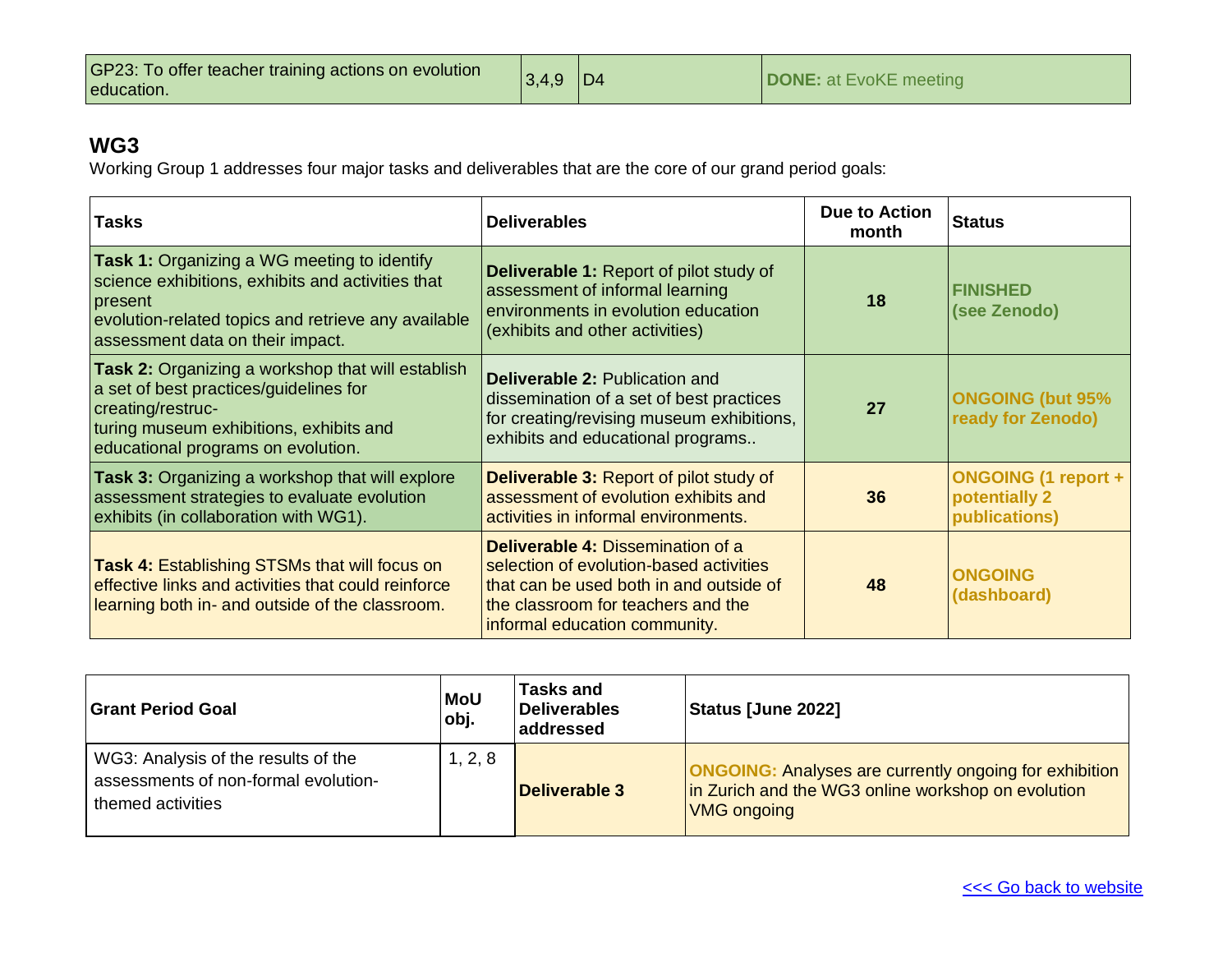| GP23: To offer teacher training actions on evolution education. | 3,4,9 | D4 | **DONE:** at EvoKE meeting |
|---|---|---|---|

## WG3

Working Group 1 addresses four major tasks and deliverables that are the core of our grand period goals:

| Tasks | Deliverables | Due to Action month | Status |
|---|---|---|---|
| **Task 1:** Organizing a WG meeting to identify science exhibitions, exhibits and activities that present evolution-related topics and retrieve any available assessment data on their impact. | **Deliverable 1:** Report of pilot study of assessment of informal learning environments in evolution education (exhibits and other activities) | **18** | **FINISHED (see Zenodo)** |
| **Task 2:** Organizing a workshop that will establish a set of best practices/guidelines for creating/restruc-turing museum exhibitions, exhibits and educational programs on evolution. | **Deliverable 2:** Publication and dissemination of a set of best practices for creating/revising museum exhibitions, exhibits and educational programs.. | **27** | **ONGOING (but 95% ready for Zenodo)** |
| **Task 3:** Organizing a workshop that will explore assessment strategies to evaluate evolution exhibits (in collaboration with WG1). | **Deliverable 3:** Report of pilot study of assessment of evolution exhibits and activities in informal environments. | **36** | **ONGOING (1 report + potentially 2 publications)** |
| **Task 4:** Establishing STSMs that will focus on effective links and activities that could reinforce learning both in- and outside of the classroom. | **Deliverable 4:** Dissemination of a selection of evolution-based activities that can be used both in and outside of the classroom for teachers and the informal education community. | **48** | **ONGOING (dashboard)** |

| Grant Period Goal | MoU obj. | Tasks and Deliverables addressed | Status [June 2022] |
|---|---|---|---|
| WG3: Analysis of the results of the assessments of non-formal evolution-themed activities | 1, 2, 8 | **Deliverable 3** | **ONGOING:** Analyses are currently ongoing for exhibition in Zurich and the WG3 online workshop on evolution VMG ongoing |

[<<< Go back to website]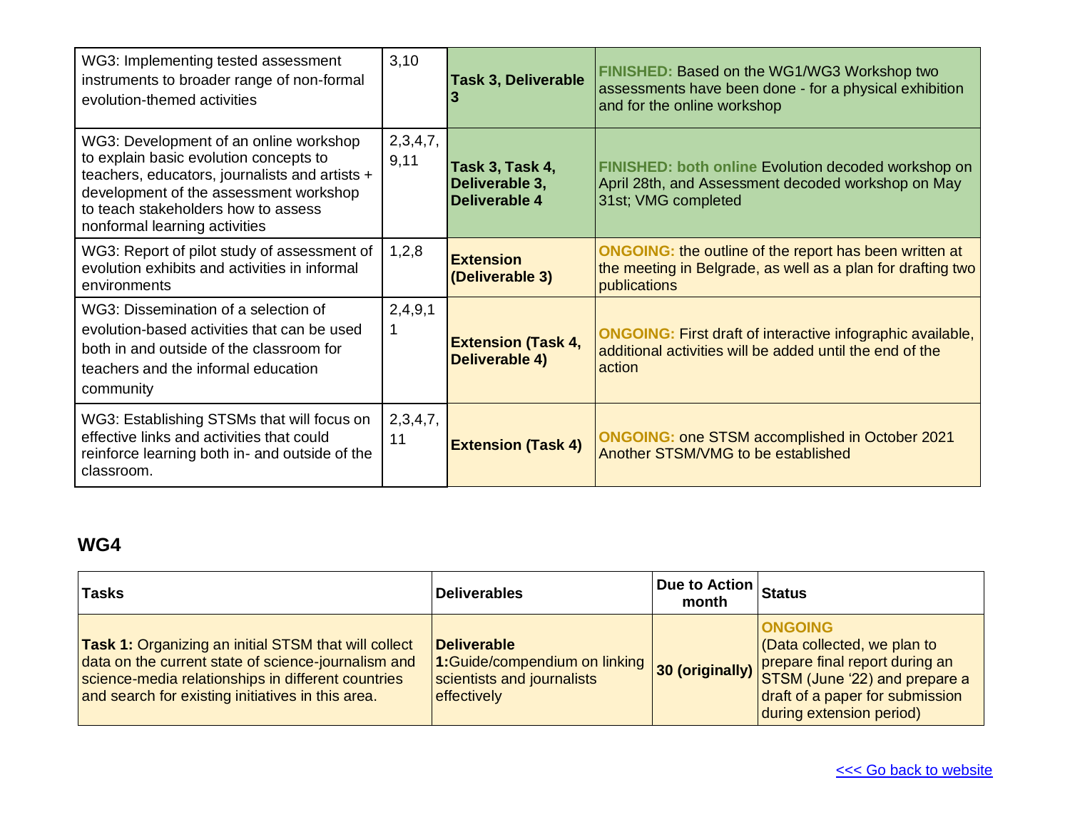| WG3: Implementing tested assessment instruments to broader range of non-formal evolution-themed activities | 3,10 | **Task 3, Deliverable 3** | **FINISHED:** Based on the WG1/WG3 Workshop two assessments have been done - for a physical exhibition and for the online workshop |
|---|---|---|---|
| WG3: Development of an online workshop to explain basic evolution concepts to teachers, educators, journalists and artists + development of the assessment workshop to teach stakeholders how to assess nonformal learning activities | 2,3,4,7, 9,11 | **Task 3, Task 4, Deliverable 3, Deliverable 4** | **FINISHED: both online** Evolution decoded workshop on April 28th, and Assessment decoded workshop on May 31st; VMG completed |
| WG3: Report of pilot study of assessment of evolution exhibits and activities in informal environments | 1,2,8 | **Extension (Deliverable 3)** | **ONGOING:** the outline of the report has been written at the meeting in Belgrade, as well as a plan for drafting two publications |
| WG3: Dissemination of a selection of evolution-based activities that can be used both in and outside of the classroom for teachers and the informal education community | 2,4,9,11 | **Extension (Task 4, Deliverable 4)** | **ONGOING:** First draft of interactive infographic available, additional activities will be added until the end of the action |
| WG3: Establishing STSMs that will focus on effective links and activities that could reinforce learning both in- and outside of the classroom. | 2,3,4,7, 11 | **Extension (Task 4)** | **ONGOING:** one STSM accomplished in October 2021 Another STSM/VMG to be established |

## WG4

| Tasks | Deliverables | Due to Action month | Status |
|---|---|---|---|
| **Task 1:** Organizing an initial STSM that will collect data on the current state of science-journalism and science-media relationships in different countries and search for existing initiatives in this area. | **Deliverable 1:**Guide/compendium on linking scientists and journalists effectively | **30 (originally)** | **ONGOING** (Data collected, we plan to prepare final report during an STSM (June '22) and prepare a draft of a paper for submission during extension period) |

<<< Go back to website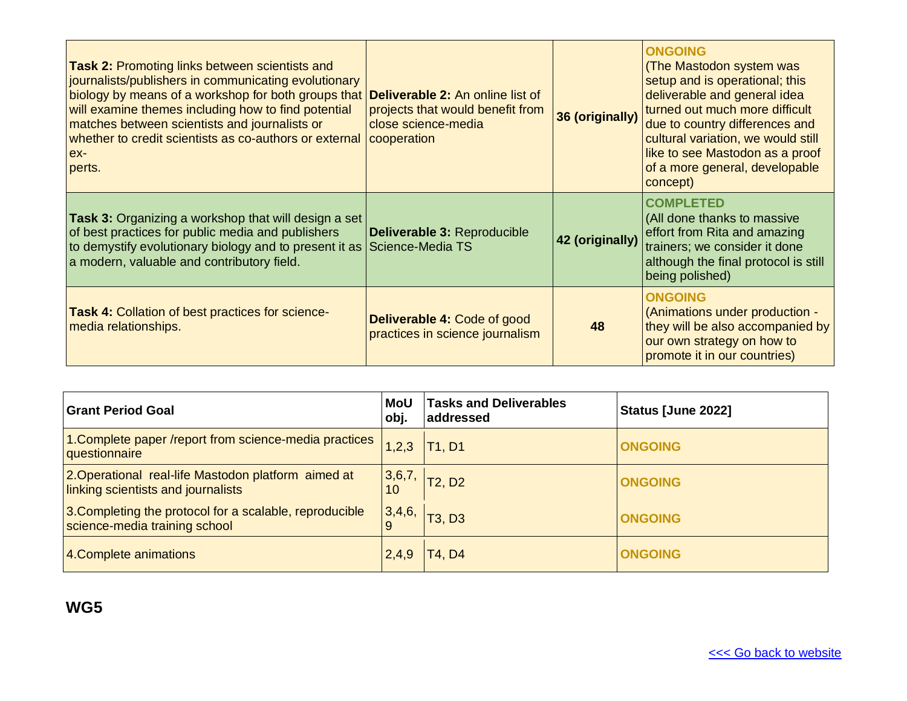| **Task 2:** Promoting links between scientists and journalists/publishers in communicating evolutionary biology by means of a workshop for both groups that will examine themes including how to find potential matches between scientists and journalists or whether to credit scientists as co-authors or external ex-perts. | **Deliverable 2:** An online list of projects that would benefit from close science-media cooperation | **36 (originally)** | **ONGOING** (The Mastodon system was setup and is operational; this deliverable and general idea turned out much more difficult due to country differences and cultural variation, we would still like to see Mastodon as a proof of a more general, developable concept) |
|---|---|---|---|
| **Task 3:** Organizing a workshop that will design a set of best practices for public media and publishers to demystify evolutionary biology and to present it as a modern, valuable and contributory field. | **Deliverable 3:** Reproducible Science-Media TS | **42 (originally)** | **COMPLETED** (All done thanks to massive effort from Rita and amazing trainers; we consider it done although the final protocol is still being polished) |
| **Task 4:** Collation of best practices for science-media relationships. | **Deliverable 4:** Code of good practices in science journalism | **48** | **ONGOING** (Animations under production - they will be also accompanied by our own strategy on how to promote it in our countries) |

| **Grant Period Goal** | **MoU obj.** | **Tasks and Deliverables addressed** | **Status [June 2022]** |
|---|---|---|---|
| 1.Complete paper /report from science-media practices questionnaire | 1,2,3 | T1, D1 | **ONGOING** |
| 2.Operational real-life Mastodon platform aimed at linking scientists and journalists | 3,6,7, 10 | T2, D2 | **ONGOING** |
| 3.Completing the protocol for a scalable, reproducible science-media training school | 3,4,6, 9 | T3, D3 | **ONGOING** |
| 4.Complete animations | 2,4,9 | T4, D4 | **ONGOING** |

## WG5

<<< Go back to website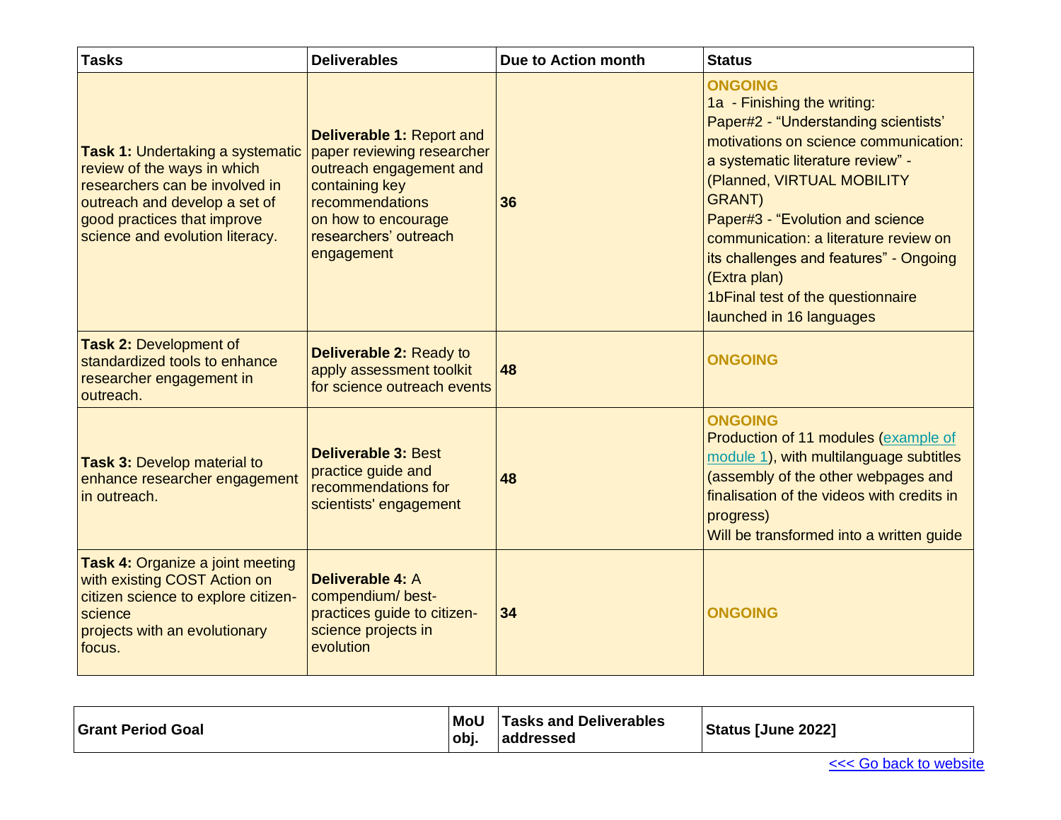| Tasks | Deliverables | Due to Action month | Status |
|---|---|---|---|
| **Task 1:** Undertaking a systematic review of the ways in which researchers can be involved in outreach and develop a set of good practices that improve science and evolution literacy. | **Deliverable 1:** Report and paper reviewing researcher outreach engagement and containing key recommendations on how to encourage researchers' outreach engagement | **36** | **ONGOING** 1a - Finishing the writing: Paper#2 - "Understanding scientists' motivations on science communication: a systematic literature review" - (Planned, VIRTUAL MOBILITY GRANT) Paper#3 - "Evolution and science communication: a literature review on its challenges and features" - Ongoing (Extra plan) 1bFinal test of the questionnaire launched in 16 languages |
| **Task 2:** Development of standardized tools to enhance researcher engagement in outreach. | **Deliverable 2:** Ready to apply assessment toolkit for science outreach events | **48** | **ONGOING** |
| **Task 3:** Develop material to enhance researcher engagement in outreach. | **Deliverable 3:** Best practice guide and recommendations for scientists' engagement | **48** | **ONGOING** Production of 11 modules (example of module 1), with multilanguage subtitles (assembly of the other webpages and finalisation of the videos with credits in progress) Will be transformed into a written guide |
| **Task 4:** Organize a joint meeting with existing COST Action on citizen science to explore citizen-science projects with an evolutionary focus. | **Deliverable 4:** A compendium/ best-practices guide to citizen-science projects in evolution | **34** | **ONGOING** |

| Grant Period Goal | MoU obj. | Tasks and Deliverables addressed | Status [June 2022] |
|---|---|---|---|

<<< Go back to website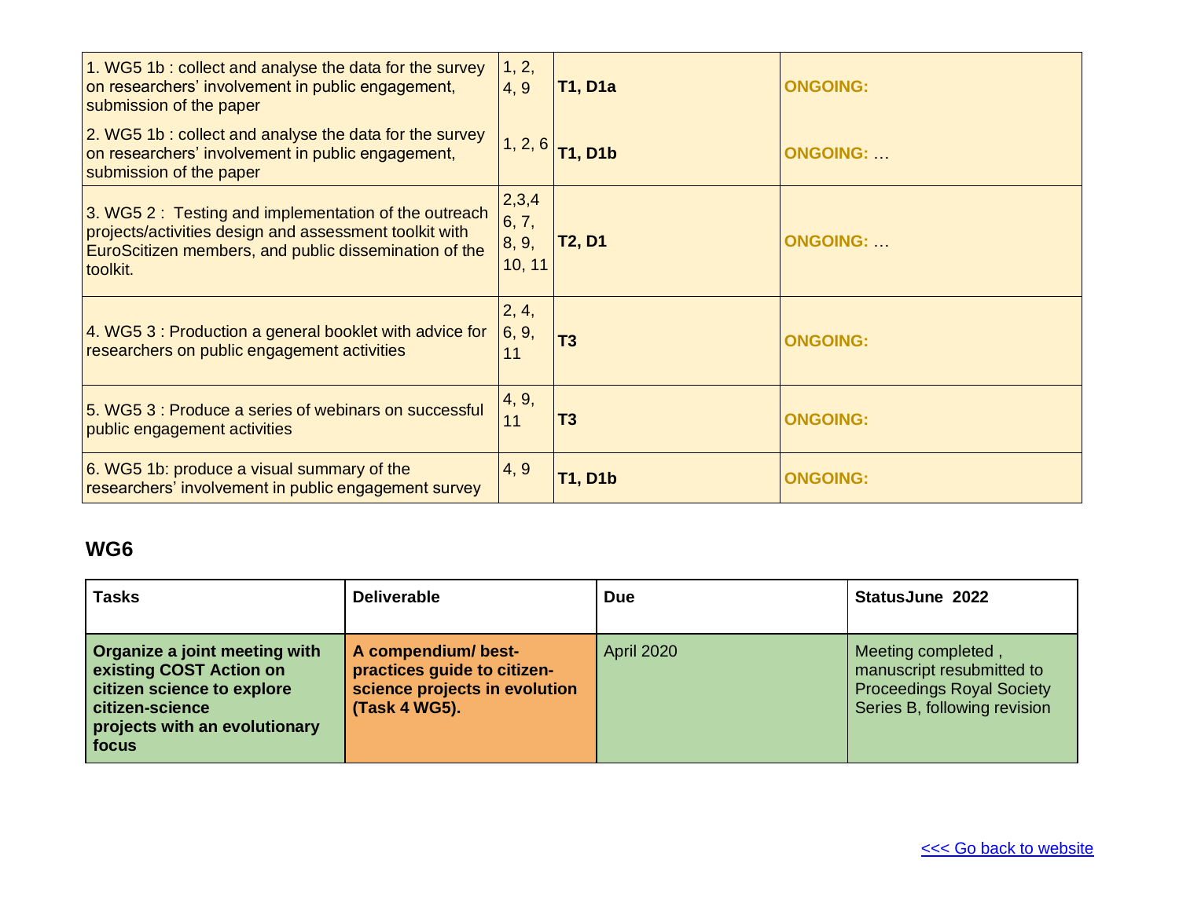| | | | |
|---|---|---|---|
| 1. WG5 1b : collect and analyse the data for the survey on researchers' involvement in public engagement, submission of the paper | 1, 2, 4, 9 | **T1, D1a** | **ONGOING:** |
| 2. WG5 1b : collect and analyse the data for the survey on researchers' involvement in public engagement, submission of the paper | 1, 2, 6 | **T1, D1b** | **ONGOING: …** |
| 3. WG5 2 : Testing and implementation of the outreach projects/activities design and assessment toolkit with EuroScitizen members, and public dissemination of the toolkit. | 2,3,4 6, 7, 8, 9, 10, 11 | **T2, D1** | **ONGOING: …** |
| 4. WG5 3 : Production a general booklet with advice for researchers on public engagement activities | 2, 4, 6, 9, 11 | **T3** | **ONGOING:** |
| 5. WG5 3 : Produce a series of webinars on successful public engagement activities | 4, 9, 11 | **T3** | **ONGOING:** |
| 6. WG5 1b: produce a visual summary of the researchers' involvement in public engagement survey | 4, 9 | **T1, D1b** | **ONGOING:** |

## WG6

| **Tasks** | **Deliverable** | **Due** | **StatusJune 2022** |
|---|---|---|---|
| **Organize a joint meeting with existing COST Action on citizen science to explore citizen-science projects with an evolutionary focus** | **A compendium/ best-practices guide to citizen-science projects in evolution (Task 4 WG5).** | April 2020 | Meeting completed , manuscript resubmitted to Proceedings Royal Society Series B, following revision |

<<< Go back to website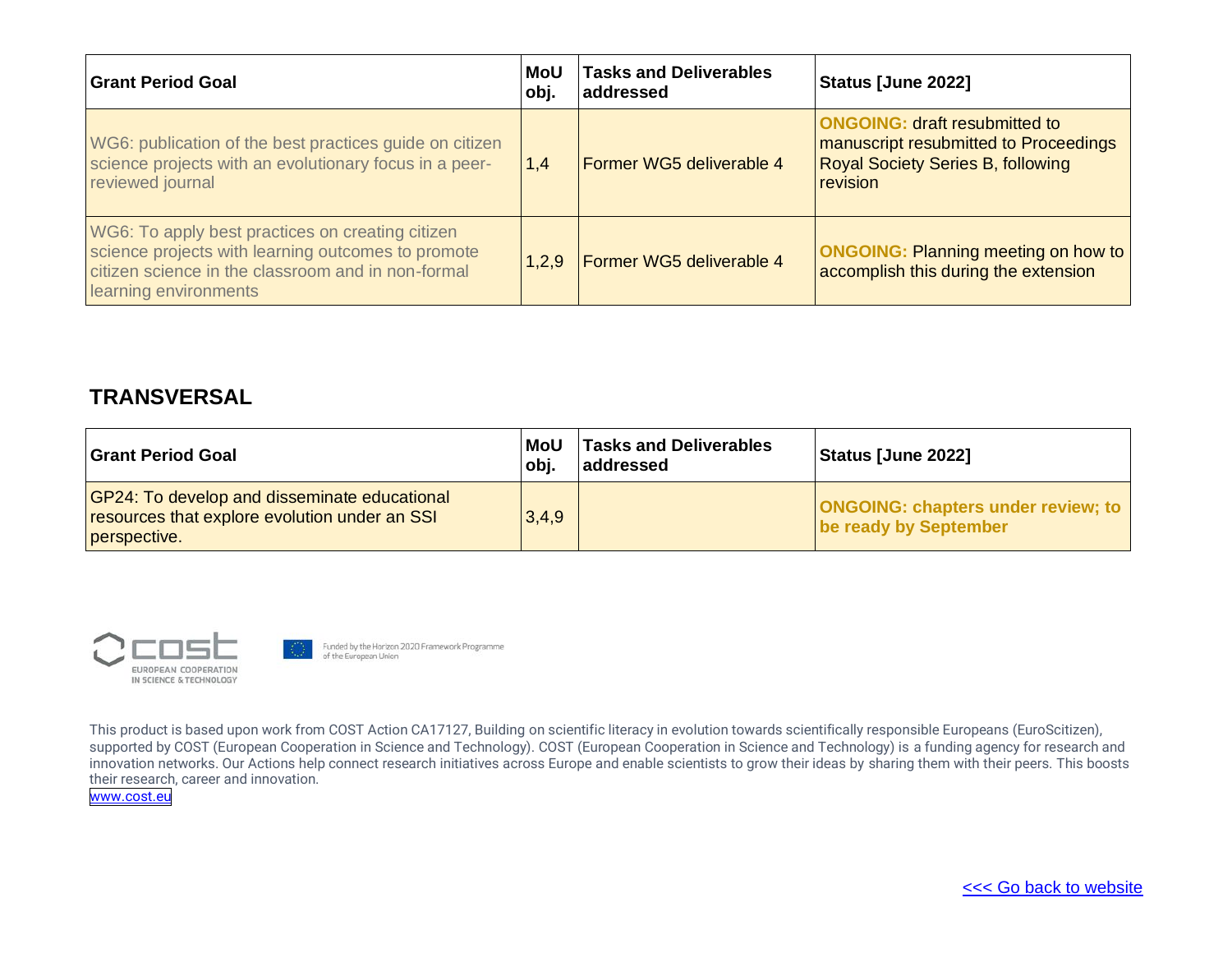| Grant Period Goal | MoU obj. | Tasks and Deliverables addressed | Status [June 2022] |
|---|---|---|---|
| WG6: publication of the best practices guide on citizen science projects with an evolutionary focus in a peer-reviewed journal | 1,4 | Former WG5 deliverable 4 | **ONGOING:** draft resubmitted to manuscript resubmitted to Proceedings Royal Society Series B, following revision |
| WG6: To apply best practices on creating citizen science projects with learning outcomes to promote citizen science in the classroom and in non-formal learning environments | 1,2,9 | Former WG5 deliverable 4 | **ONGOING:** Planning meeting on how to accomplish this during the extension |

## TRANSVERSAL

| Grant Period Goal | MoU obj. | Tasks and Deliverables addressed | Status [June 2022] |
|---|---|---|---|
| GP24: To develop and disseminate educational resources that explore evolution under an SSI perspective. | 3,4,9 | | **ONGOING: chapters under review; to be ready by September** |

COST EUROPEAN COOPERATION IN SCIENCE & TECHNOLOGY

Funded by the Horizon 2020 Framework Programme of the European Union

This product is based upon work from COST Action CA17127, Building on scientific literacy in evolution towards scientifically responsible Europeans (EuroScitizen), supported by COST (European Cooperation in Science and Technology). COST (European Cooperation in Science and Technology) is a funding agency for research and innovation networks. Our Actions help connect research initiatives across Europe and enable scientists to grow their ideas by sharing them with their peers. This boosts their research, career and innovation.
www.cost.eu

<<< Go back to website